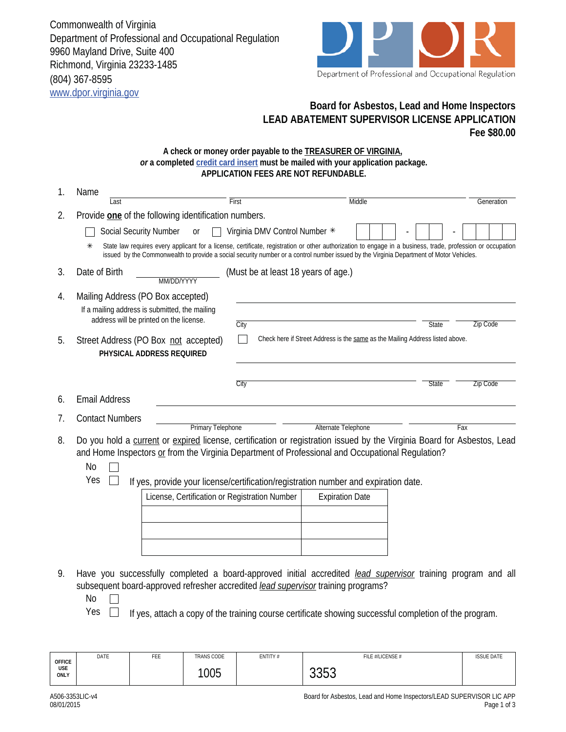Commonwealth of Virginia
Department of Professional and Occupational Regulation
9960 Mayland Drive, Suite 400
Richmond, Virginia 23233-1485
(804) 367-8595
www.dpor.virginia.gov

Department of Professional and Occupational Regulation

## Board for Asbestos, Lead and Home Inspectors
## LEAD ABATEMENT SUPERVISOR LICENSE APPLICATION
**Fee $80.00**

**A check or money order payable to the TREASURER OF VIRGINIA,**
***or* a completed credit card insert must be mailed with your application package.**
**APPLICATION FEES ARE NOT REFUNDABLE.**

1. Name ______________________ Last ______________________ First ______________________ Middle __________ Generation

2. Provide **one** of the following identification numbers.

   ☐ Social Security Number or ☐ Virginia DMV Control Number ✳ ☐☐☐ - ☐☐ - ☐☐☐☐

   ✳ State law requires every applicant for a license, certificate, registration or other authorization to engage in a business, trade, profession or occupation issued by the Commonwealth to provide a social security number or a control number issued by the Virginia Department of Motor Vehicles.

3. Date of Birth ______________ MM/DD/YYYY (Must be at least 18 years of age.)

4. Mailing Address (PO Box accepted)
   If a mailing address is submitted, the mailing address will be printed on the license.
   ______________________________________________
   City ______________________ State ______ Zip Code ______

5. Street Address (PO Box not accepted)
   **PHYSICAL ADDRESS REQUIRED**
   ☐ Check here if Street Address is the same as the Mailing Address listed above.
   ______________________________________________
   City ______________________ State ______ Zip Code ______

6. Email Address ______________________________________________

7. Contact Numbers ______________ Primary Telephone ______________ Alternate Telephone ______________ Fax

8. Do you hold a current or expired license, certification or registration issued by the Virginia Board for Asbestos, Lead and Home Inspectors or from the Virginia Department of Professional and Occupational Regulation?

   No ☐
   Yes ☐ If yes, provide your license/certification/registration number and expiration date.

| License, Certification or Registration Number | Expiration Date |
|---|---|
| | |
| | |
| | |

9. Have you successfully completed a board-approved initial accredited *lead supervisor* training program and all subsequent board-approved refresher accredited *lead supervisor* training programs?

   No ☐
   Yes ☐ If yes, attach a copy of the training course certificate showing successful completion of the program.

| OFFICE USE ONLY | DATE | FEE | TRANS CODE | ENTITY # | FILE #/LICENSE # | ISSUE DATE |
|---|---|---|---|---|---|---|
| | | | 1005 | | 3353 | |

A506-3353LIC-v4
08/01/2015

Board for Asbestos, Lead and Home Inspectors/LEAD SUPERVISOR LIC APP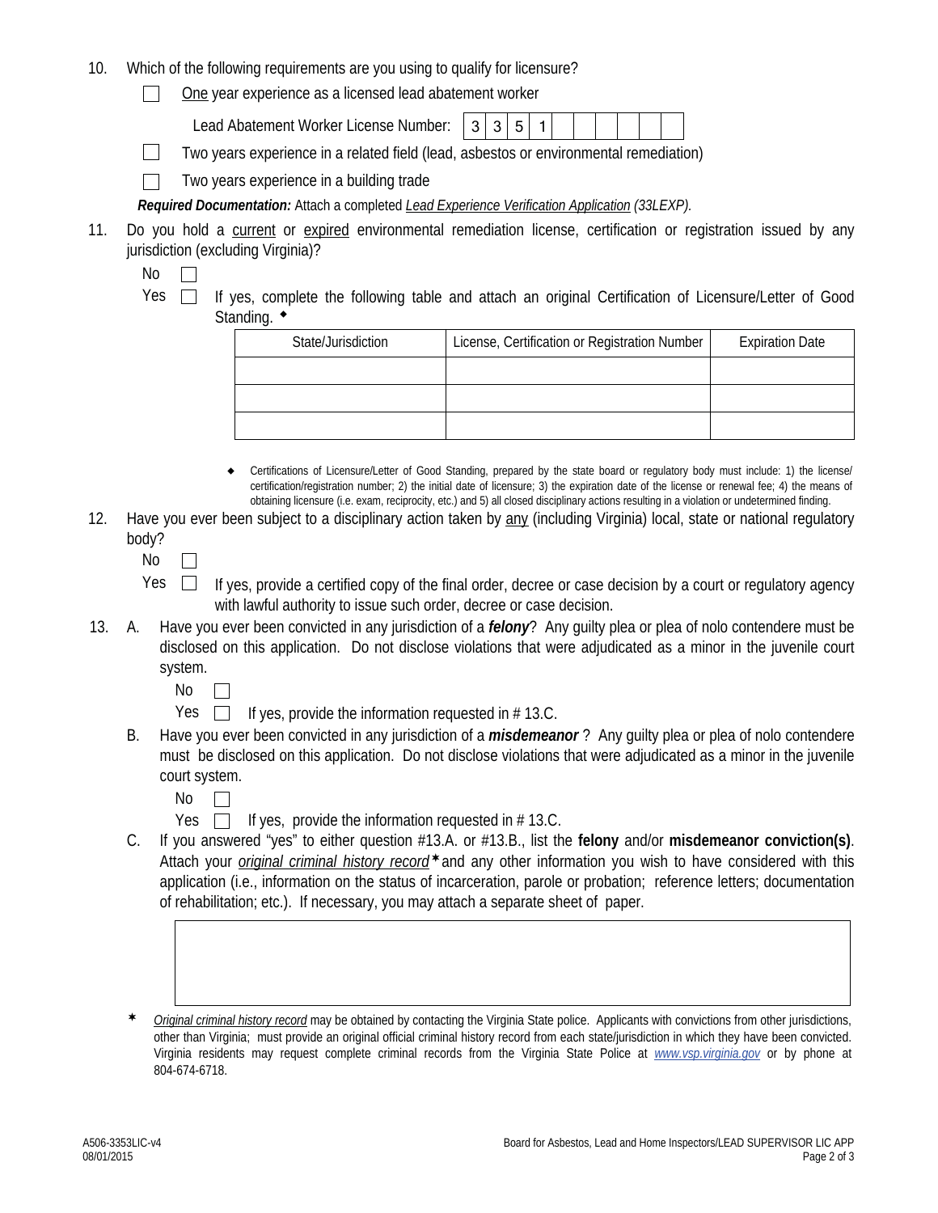10. Which of the following requirements are you using to qualify for licensure?

   ☐ One year experience as a licensed lead abatement worker

   Lead Abatement Worker License Number: | 3 | 3 | 5 | 1 | | | | | | | |

   ☐ Two years experience in a related field (lead, asbestos or environmental remediation)

   ☐ Two years experience in a building trade

   ***Required Documentation:*** Attach a completed *Lead Experience Verification Application (33LEXP).*

11. Do you hold a current or expired environmental remediation license, certification or registration issued by any jurisdiction (excluding Virginia)?

   No ☐

   Yes ☐ If yes, complete the following table and attach an original Certification of Licensure/Letter of Good Standing. ◆

| State/Jurisdiction | License, Certification or Registration Number | Expiration Date |
|---|---|---|
| | | |
| | | |
| | | |

   ◆ Certifications of Licensure/Letter of Good Standing, prepared by the state board or regulatory body must include: 1) the license/certification/registration number; 2) the initial date of licensure; 3) the expiration date of the license or renewal fee; 4) the means of obtaining licensure (i.e. exam, reciprocity, etc.) and 5) all closed disciplinary actions resulting in a violation or undetermined finding.

12. Have you ever been subject to a disciplinary action taken by any (including Virginia) local, state or national regulatory body?

   No ☐

   Yes ☐ If yes, provide a certified copy of the final order, decree or case decision by a court or regulatory agency with lawful authority to issue such order, decree or case decision.

13. A. Have you ever been convicted in any jurisdiction of a ***felony***? Any guilty plea or plea of nolo contendere must be disclosed on this application. Do not disclose violations that were adjudicated as a minor in the juvenile court system.

   No ☐

   Yes ☐ If yes, provide the information requested in # 13.C.

   B. Have you ever been convicted in any jurisdiction of a ***misdemeanor*** ? Any guilty plea or plea of nolo contendere must be disclosed on this application. Do not disclose violations that were adjudicated as a minor in the juvenile court system.

   No ☐

   Yes ☐ If yes, provide the information requested in # 13.C.

   C. If you answered "yes" to either question #13.A. or #13.B., list the **felony** and/or **misdemeanor conviction(s)**. Attach your *original criminal history record* ✶ and any other information you wish to have considered with this application (i.e., information on the status of incarceration, parole or probation; reference letters; documentation of rehabilitation; etc.). If necessary, you may attach a separate sheet of paper.

   | |
   |---|
   | |

✶ *Original criminal history record* may be obtained by contacting the Virginia State police. Applicants with convictions from other jurisdictions, other than Virginia; must provide an original official criminal history record from each state/jurisdiction in which they have been convicted. Virginia residents may request complete criminal records from the Virginia State Police at www.vsp.virginia.gov or by phone at 804-674-6718.

A506-3353LIC-v4
08/01/2015

Board for Asbestos, Lead and Home Inspectors/LEAD SUPERVISOR LIC APP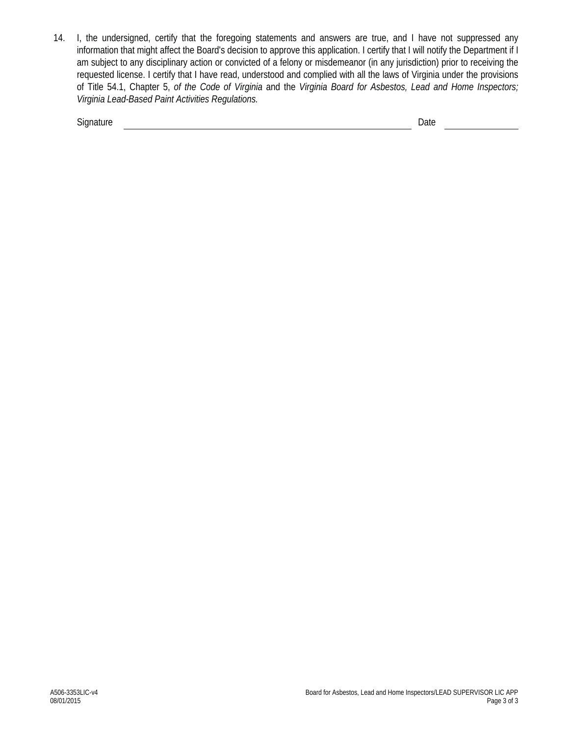14. I, the undersigned, certify that the foregoing statements and answers are true, and I have not suppressed any information that might affect the Board's decision to approve this application. I certify that I will notify the Department if I am subject to any disciplinary action or convicted of a felony or misdemeanor (in any jurisdiction) prior to receiving the requested license. I certify that I have read, understood and complied with all the laws of Virginia under the provisions of Title 54.1, Chapter 5, *of the Code of Virginia* and the *Virginia Board for Asbestos, Lead and Home Inspectors; Virginia Lead-Based Paint Activities Regulations.*

Signature ________________________________________ Date ______________

A506-3353LIC-v4
08/01/2015

Board for Asbestos, Lead and Home Inspectors/LEAD SUPERVISOR LIC APP